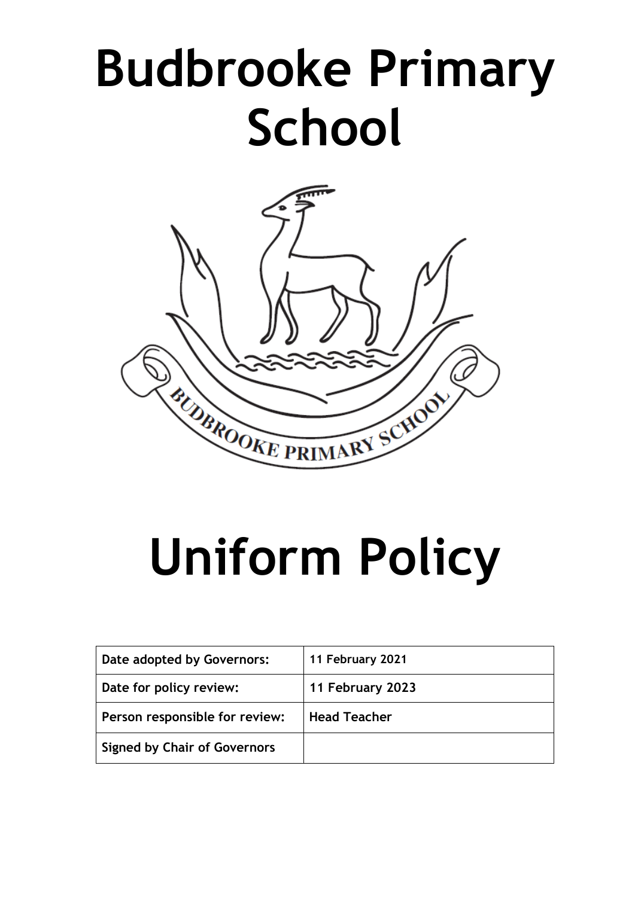# Budbrooke Primary School

# Uniform Policy

| Date adopted by Governors: | 11 February 2021 |
|---|---|
| Date for policy review: | 11 February 2023 |
| Person responsible for review: | Head Teacher |
| Signed by Chair of Governors | |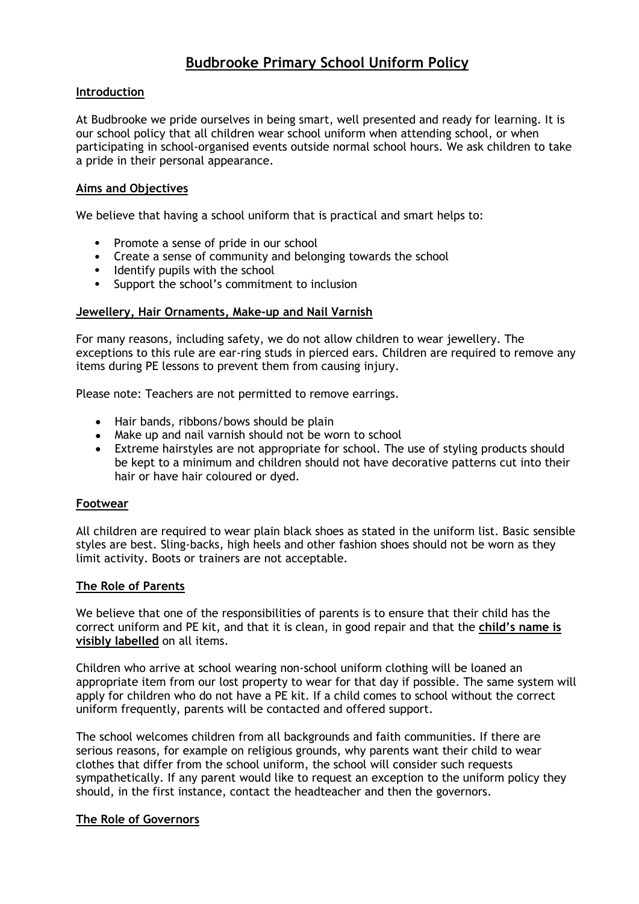# Budbrooke Primary School Uniform Policy

## Introduction

At Budbrooke we pride ourselves in being smart, well presented and ready for learning. It is our school policy that all children wear school uniform when attending school, or when participating in school-organised events outside normal school hours. We ask children to take a pride in their personal appearance.

## Aims and Objectives

We believe that having a school uniform that is practical and smart helps to:

- Promote a sense of pride in our school
- Create a sense of community and belonging towards the school
- Identify pupils with the school
- Support the school's commitment to inclusion

## Jewellery, Hair Ornaments, Make-up and Nail Varnish

For many reasons, including safety, we do not allow children to wear jewellery. The exceptions to this rule are ear-ring studs in pierced ears. Children are required to remove any items during PE lessons to prevent them from causing injury.

Please note: Teachers are not permitted to remove earrings.

- Hair bands, ribbons/bows should be plain
- Make up and nail varnish should not be worn to school
- Extreme hairstyles are not appropriate for school. The use of styling products should be kept to a minimum and children should not have decorative patterns cut into their hair or have hair coloured or dyed.

## Footwear

All children are required to wear plain black shoes as stated in the uniform list. Basic sensible styles are best. Sling-backs, high heels and other fashion shoes should not be worn as they limit activity. Boots or trainers are not acceptable.

## The Role of Parents

We believe that one of the responsibilities of parents is to ensure that their child has the correct uniform and PE kit, and that it is clean, in good repair and that the **child's name is visibly labelled** on all items.

Children who arrive at school wearing non-school uniform clothing will be loaned an appropriate item from our lost property to wear for that day if possible. The same system will apply for children who do not have a PE kit. If a child comes to school without the correct uniform frequently, parents will be contacted and offered support.

The school welcomes children from all backgrounds and faith communities. If there are serious reasons, for example on religious grounds, why parents want their child to wear clothes that differ from the school uniform, the school will consider such requests sympathetically. If any parent would like to request an exception to the uniform policy they should, in the first instance, contact the headteacher and then the governors.

## The Role of Governors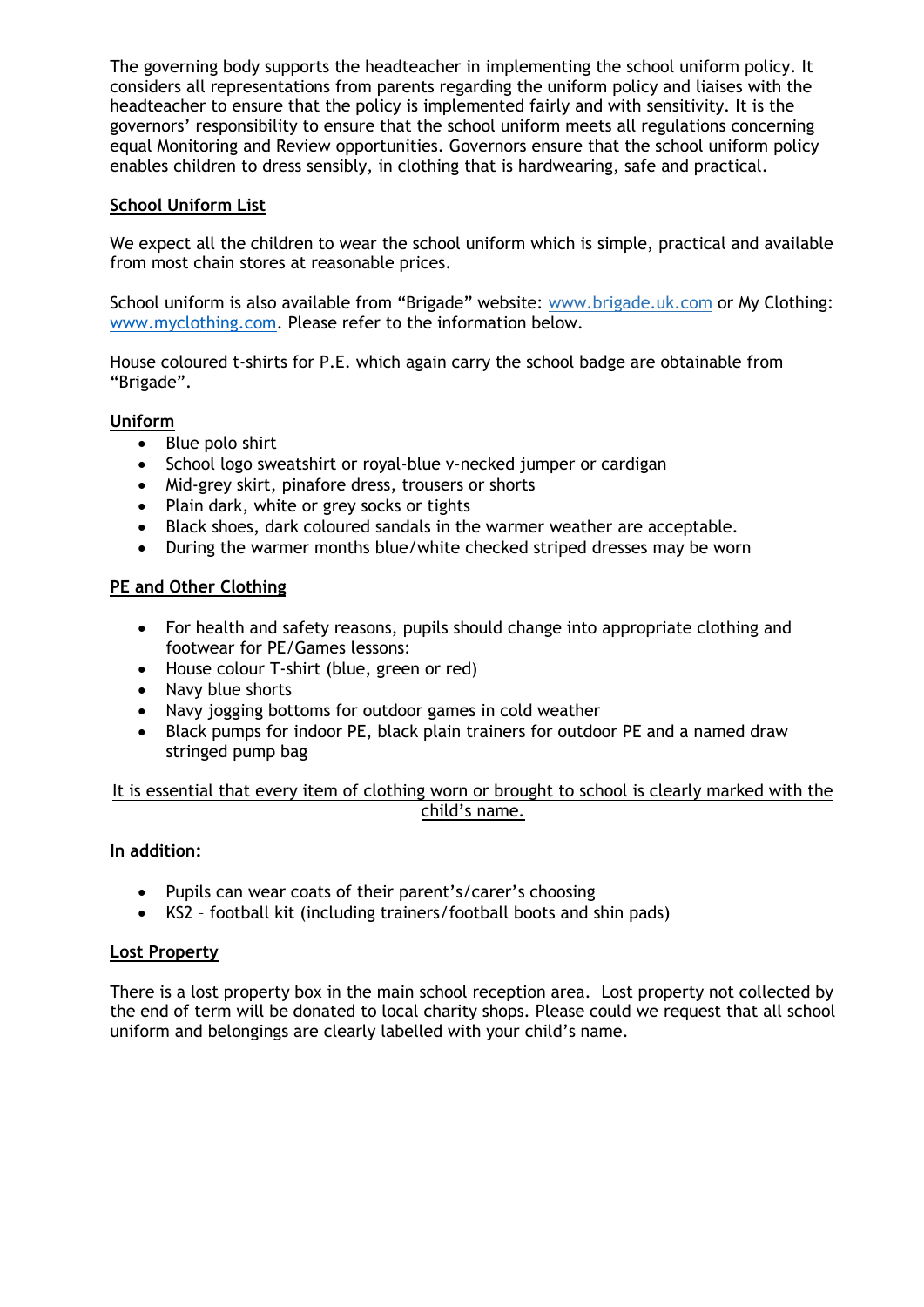The governing body supports the headteacher in implementing the school uniform policy. It considers all representations from parents regarding the uniform policy and liaises with the headteacher to ensure that the policy is implemented fairly and with sensitivity. It is the governors' responsibility to ensure that the school uniform meets all regulations concerning equal Monitoring and Review opportunities. Governors ensure that the school uniform policy enables children to dress sensibly, in clothing that is hardwearing, safe and practical.

## School Uniform List

We expect all the children to wear the school uniform which is simple, practical and available from most chain stores at reasonable prices.

School uniform is also available from "Brigade" website: www.brigade.uk.com or My Clothing: www.myclothing.com. Please refer to the information below.

House coloured t-shirts for P.E. which again carry the school badge are obtainable from "Brigade".

## Uniform

- Blue polo shirt
- School logo sweatshirt or royal-blue v-necked jumper or cardigan
- Mid-grey skirt, pinafore dress, trousers or shorts
- Plain dark, white or grey socks or tights
- Black shoes, dark coloured sandals in the warmer weather are acceptable.
- During the warmer months blue/white checked striped dresses may be worn

## PE and Other Clothing

- For health and safety reasons, pupils should change into appropriate clothing and footwear for PE/Games lessons:
- House colour T-shirt (blue, green or red)
- Navy blue shorts
- Navy jogging bottoms for outdoor games in cold weather
- Black pumps for indoor PE, black plain trainers for outdoor PE and a named draw stringed pump bag

It is essential that every item of clothing worn or brought to school is clearly marked with the child's name.

**In addition:**

- Pupils can wear coats of their parent's/carer's choosing
- KS2 – football kit (including trainers/football boots and shin pads)

## Lost Property

There is a lost property box in the main school reception area. Lost property not collected by the end of term will be donated to local charity shops. Please could we request that all school uniform and belongings are clearly labelled with your child's name.